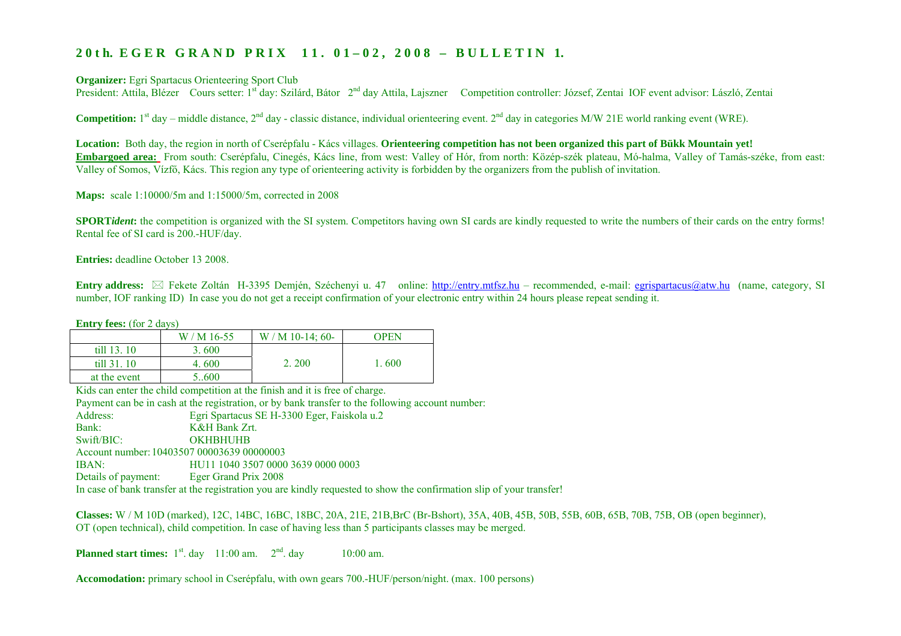# 20th. EGER GRAND PRIX 11. 01–02, 2008 – BULLETIN 1.

**Organizer:** Egri Spartacus Orienteering Sport Club
President: Attila, Blézer Cours setter: 1st day: Szilárd, Bátor 2nd day Attila, Lajszner Competition controller: József, Zentai IOF event advisor: László, Zentai

**Competition:** 1st day – middle distance, 2nd day - classic distance, individual orienteering event. 2nd day in categories M/W 21E world ranking event (WRE).

**Location:** Both day, the region in north of Cserépfalu - Kács villages. **Orienteering competition has not been organized this part of Bükk Mountain yet!**
**Embargoed area:** From south: Cserépfalu, Cinegés, Kács line, from west: Valley of Hór, from north: Közép-szék plateau, Mó-halma, Valley of Tamás-széke, from east: Valley of Somos, Vízfő, Kács. This region any type of orienteering activity is forbidden by the organizers from the publish of invitation.

**Maps:** scale 1:10000/5m and 1:15000/5m, corrected in 2008

**SPORT*ident*:** the competition is organized with the SI system. Competitors having own SI cards are kindly requested to write the numbers of their cards on the entry forms! Rental fee of SI card is 200.-HUF/day.

**Entries:** deadline October 13 2008.

**Entry address:** ✉ Fekete Zoltán H-3395 Demjén, Széchenyi u. 47 online: http://entry.mtfsz.hu – recommended, e-mail: egrispartacus@atw.hu (name, category, SI number, IOF ranking ID) In case you do not get a receipt confirmation of your electronic entry within 24 hours please repeat sending it.

**Entry fees:** (for 2 days)

| | W / M 16-55 | W / M 10-14; 60- | OPEN |
|---|---|---|---|
| till 13. 10 | 3. 600 | 2. 200 | 1. 600 |
| till 31. 10 | 4. 600 | | |
| at the event | 5..600 | | |

Kids can enter the child competition at the finish and it is free of charge.
Payment can be in cash at the registration, or by bank transfer to the following account number:
Address: Egri Spartacus SE H-3300 Eger, Faiskola u.2
Bank: K&H Bank Zrt.
Swift/BIC: OKHBHUHB
Account number: 10403507 00003639 00000003
IBAN: HU11 1040 3507 0000 3639 0000 0003
Details of payment: Eger Grand Prix 2008
In case of bank transfer at the registration you are kindly requested to show the confirmation slip of your transfer!

**Classes:** W / M 10D (marked), 12C, 14BC, 16BC, 18BC, 20A, 21E, 21B,BrC (Br-Bshort), 35A, 40B, 45B, 50B, 55B, 60B, 65B, 70B, 75B, OB (open beginner), OT (open technical), child competition. In case of having less than 5 participants classes may be merged.

**Planned start times:** 1st. day 11:00 am. 2nd. day 10:00 am.

**Accomodation:** primary school in Cserépfalu, with own gears 700.-HUF/person/night. (max. 100 persons)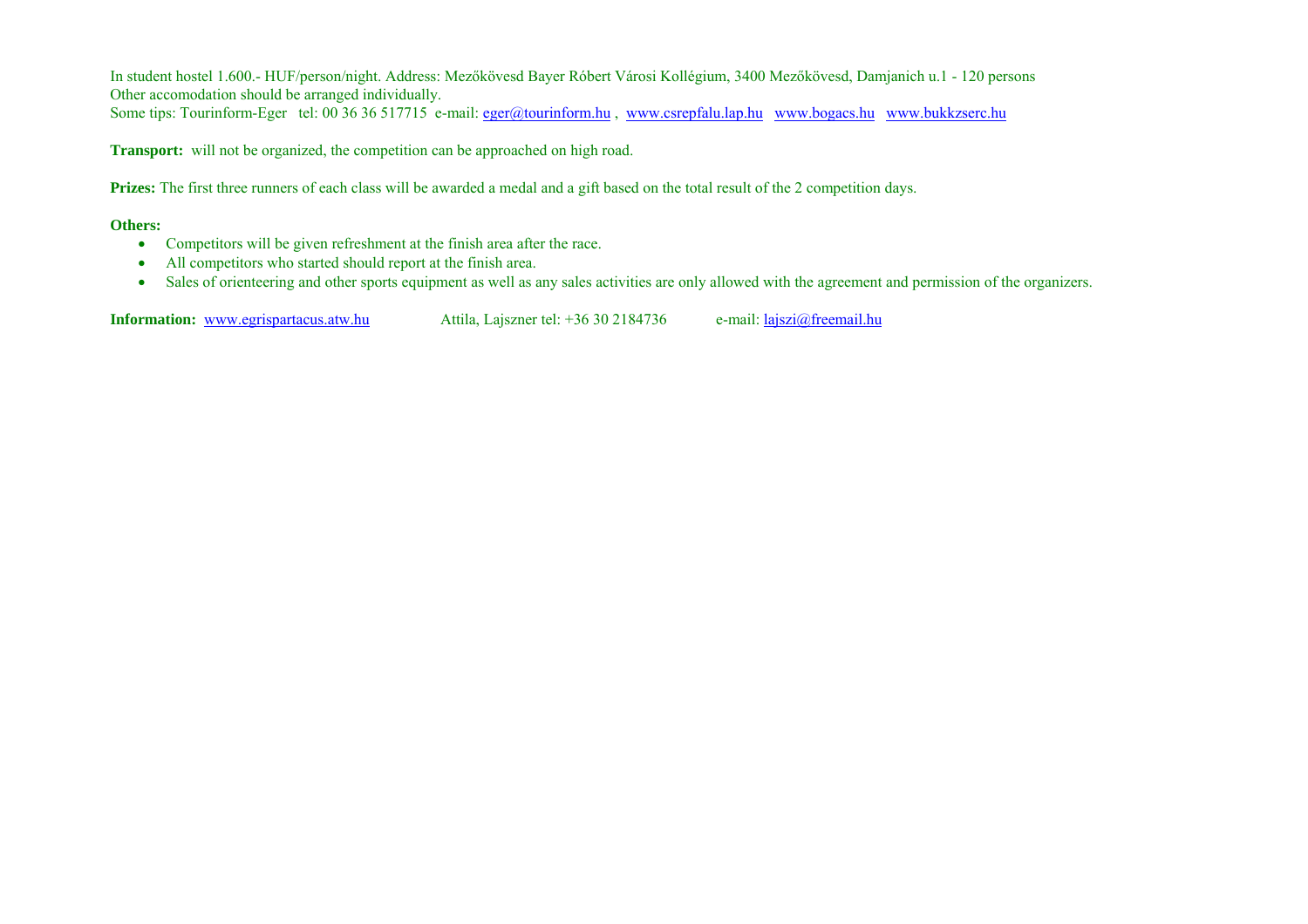In student hostel 1.600.- HUF/person/night. Address: Mezőkövesd Bayer Róbert Városi Kollégium, 3400 Mezőkövesd, Damjanich u.1 - 120 persons
Other accomodation should be arranged individually.
Some tips: Tourinform-Eger tel: 00 36 36 517715 e-mail: eger@tourinform.hu , www.csrepfalu.lap.hu www.bogacs.hu www.bukkzserc.hu

**Transport:** will not be organized, the competition can be approached on high road.

**Prizes:** The first three runners of each class will be awarded a medal and a gift based on the total result of the 2 competition days.

**Others:**

- Competitors will be given refreshment at the finish area after the race.
- All competitors who started should report at the finish area.
- Sales of orienteering and other sports equipment as well as any sales activities are only allowed with the agreement and permission of the organizers.

**Information:** www.egrispartacus.atw.hu Attila, Lajszner tel: +36 30 2184736 e-mail: lajszi@freemail.hu